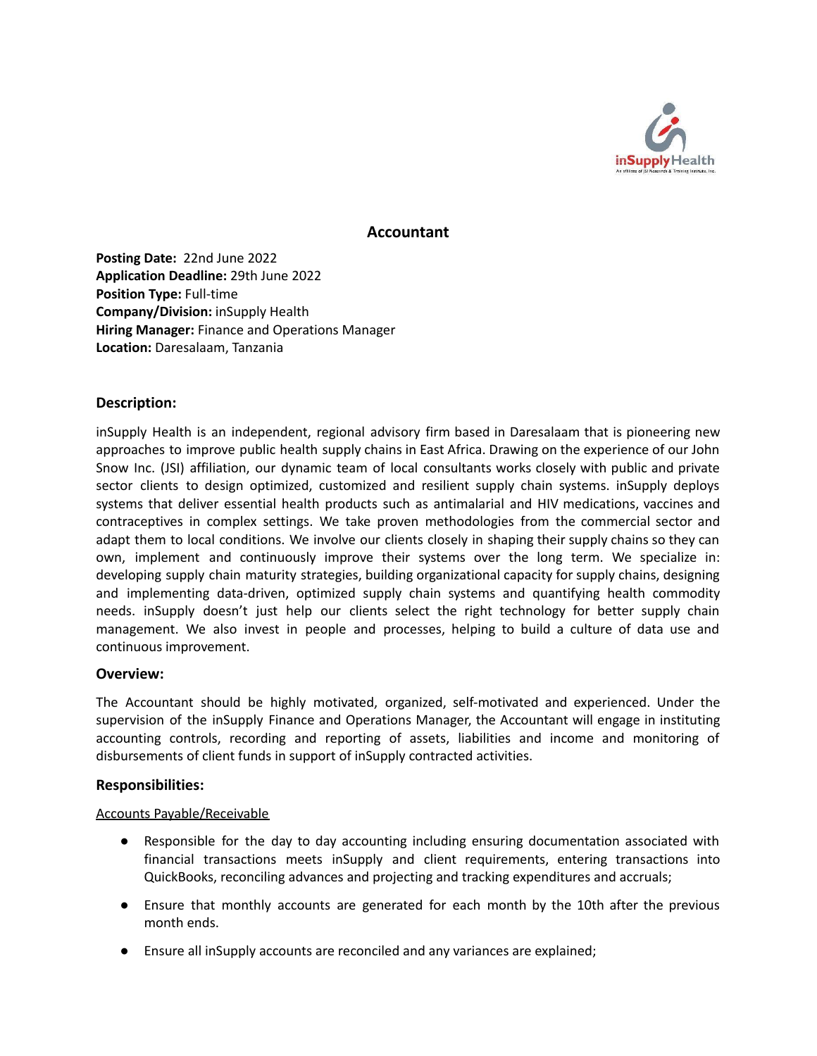# Accountant

**Posting Date:** 22nd June 2022
**Application Deadline:** 29th June 2022
**Position Type:** Full-time
**Company/Division:** inSupply Health
**Hiring Manager:** Finance and Operations Manager
**Location:** Daresalaam, Tanzania

## Description:

inSupply Health is an independent, regional advisory firm based in Daresalaam that is pioneering new approaches to improve public health supply chains in East Africa. Drawing on the experience of our John Snow Inc. (JSI) affiliation, our dynamic team of local consultants works closely with public and private sector clients to design optimized, customized and resilient supply chain systems. inSupply deploys systems that deliver essential health products such as antimalarial and HIV medications, vaccines and contraceptives in complex settings. We take proven methodologies from the commercial sector and adapt them to local conditions. We involve our clients closely in shaping their supply chains so they can own, implement and continuously improve their systems over the long term. We specialize in: developing supply chain maturity strategies, building organizational capacity for supply chains, designing and implementing data-driven, optimized supply chain systems and quantifying health commodity needs. inSupply doesn't just help our clients select the right technology for better supply chain management. We also invest in people and processes, helping to build a culture of data use and continuous improvement.

## Overview:

The Accountant should be highly motivated, organized, self-motivated and experienced. Under the supervision of the inSupply Finance and Operations Manager, the Accountant will engage in instituting accounting controls, recording and reporting of assets, liabilities and income and monitoring of disbursements of client funds in support of inSupply contracted activities.

## Responsibilities:

Accounts Payable/Receivable

- Responsible for the day to day accounting including ensuring documentation associated with financial transactions meets inSupply and client requirements, entering transactions into QuickBooks, reconciling advances and projecting and tracking expenditures and accruals;
- Ensure that monthly accounts are generated for each month by the 10th after the previous month ends.
- Ensure all inSupply accounts are reconciled and any variances are explained;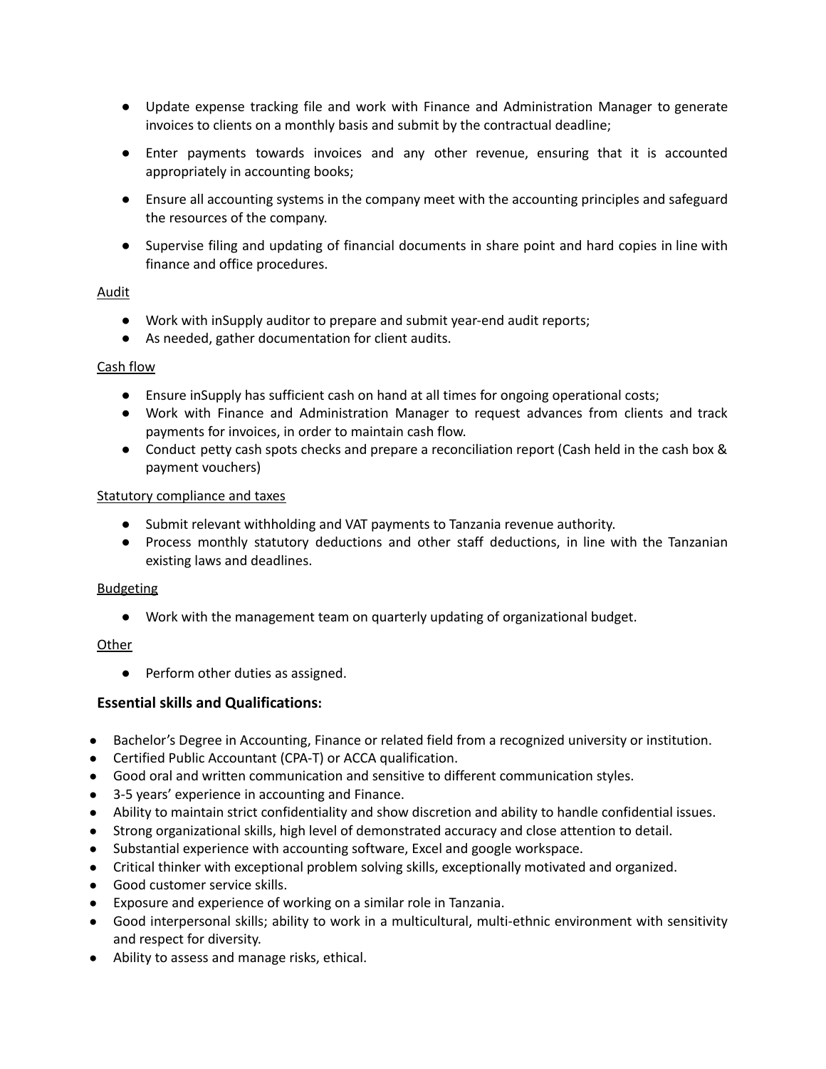- Update expense tracking file and work with Finance and Administration Manager to generate invoices to clients on a monthly basis and submit by the contractual deadline;
- Enter payments towards invoices and any other revenue, ensuring that it is accounted appropriately in accounting books;
- Ensure all accounting systems in the company meet with the accounting principles and safeguard the resources of the company.
- Supervise filing and updating of financial documents in share point and hard copies in line with finance and office procedures.

<u>Audit</u>

- Work with inSupply auditor to prepare and submit year-end audit reports;
- As needed, gather documentation for client audits.

<u>Cash flow</u>

- Ensure inSupply has sufficient cash on hand at all times for ongoing operational costs;
- Work with Finance and Administration Manager to request advances from clients and track payments for invoices, in order to maintain cash flow.
- Conduct petty cash spots checks and prepare a reconciliation report (Cash held in the cash box & payment vouchers)

<u>Statutory compliance and taxes</u>

- Submit relevant withholding and VAT payments to Tanzania revenue authority.
- Process monthly statutory deductions and other staff deductions, in line with the Tanzanian existing laws and deadlines.

<u>Budgeting</u>

- Work with the management team on quarterly updating of organizational budget.

<u>Other</u>

- Perform other duties as assigned.

### Essential skills and Qualifications:

- Bachelor's Degree in Accounting, Finance or related field from a recognized university or institution.
- Certified Public Accountant (CPA-T) or ACCA qualification.
- Good oral and written communication and sensitive to different communication styles.
- 3-5 years' experience in accounting and Finance.
- Ability to maintain strict confidentiality and show discretion and ability to handle confidential issues.
- Strong organizational skills, high level of demonstrated accuracy and close attention to detail.
- Substantial experience with accounting software, Excel and google workspace.
- Critical thinker with exceptional problem solving skills, exceptionally motivated and organized.
- Good customer service skills.
- Exposure and experience of working on a similar role in Tanzania.
- Good interpersonal skills; ability to work in a multicultural, multi-ethnic environment with sensitivity and respect for diversity.
- Ability to assess and manage risks, ethical.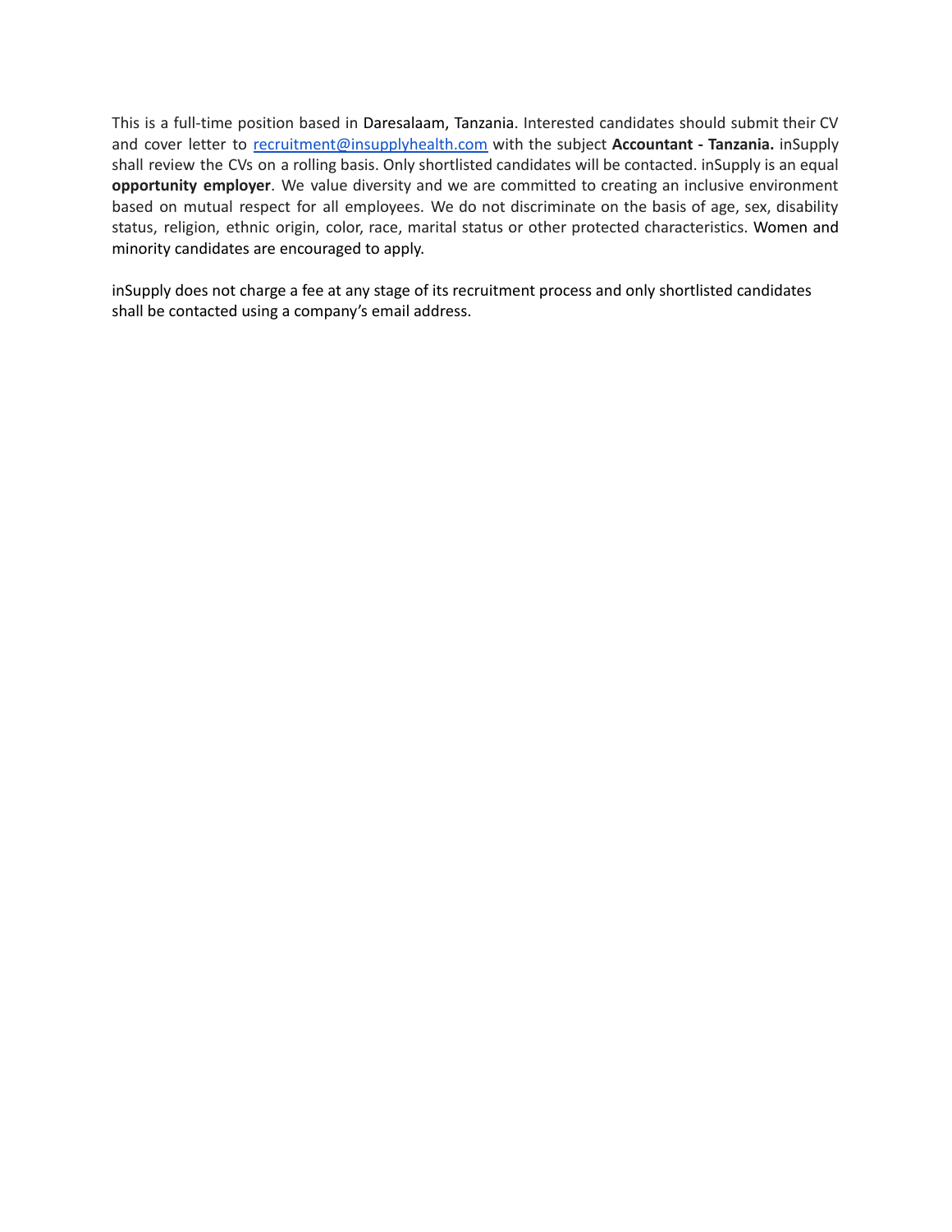This is a full-time position based in Daresalaam, Tanzania. Interested candidates should submit their CV and cover letter to [recruitment@insupplyhealth.com](mailto:recruitment@insupplyhealth.com) with the subject **Accountant - Tanzania.** inSupply shall review the CVs on a rolling basis. Only shortlisted candidates will be contacted. inSupply is an equal **opportunity employer**. We value diversity and we are committed to creating an inclusive environment based on mutual respect for all employees. We do not discriminate on the basis of age, sex, disability status, religion, ethnic origin, color, race, marital status or other protected characteristics. Women and minority candidates are encouraged to apply.

inSupply does not charge a fee at any stage of its recruitment process and only shortlisted candidates shall be contacted using a company's email address.